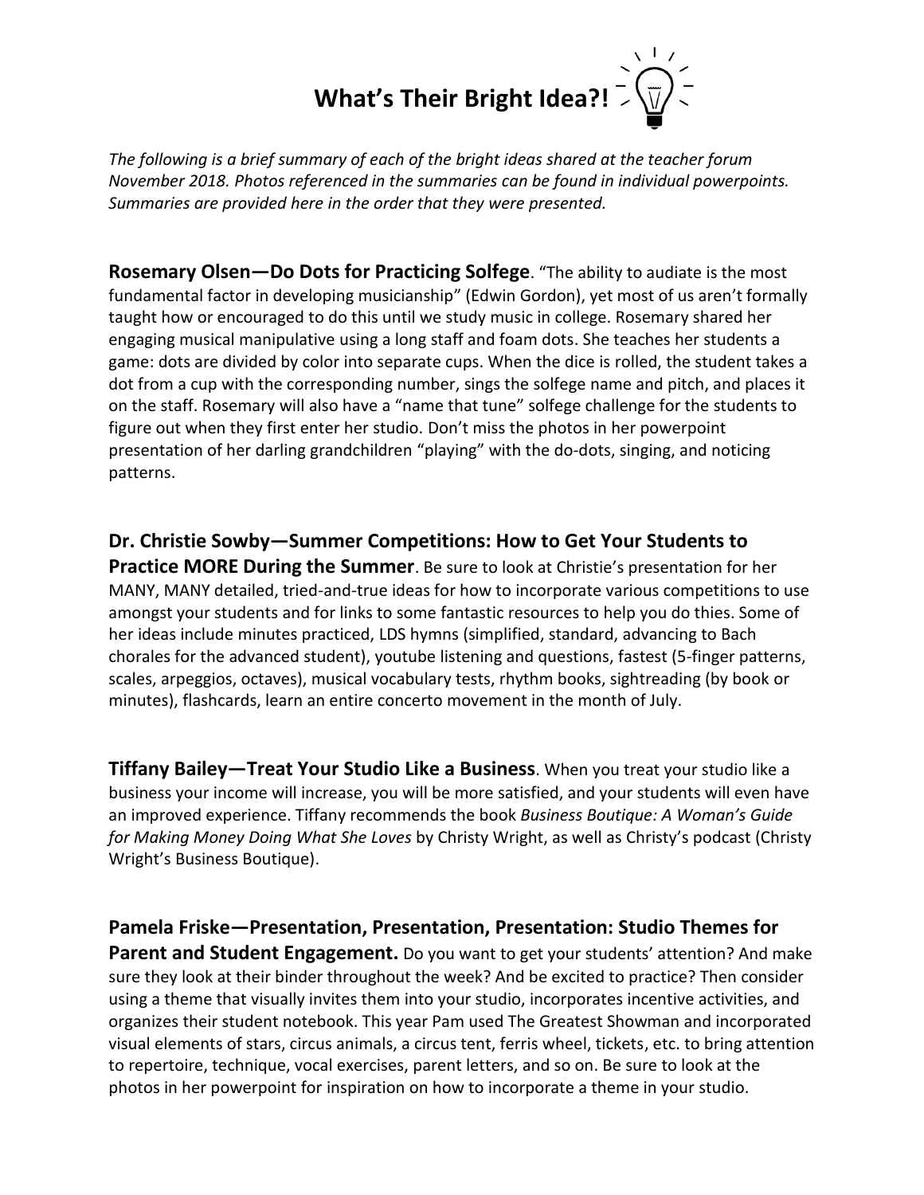# What's Their Bright Idea?!

*The following is a brief summary of each of the bright ideas shared at the teacher forum November 2018. Photos referenced in the summaries can be found in individual powerpoints. Summaries are provided here in the order that they were presented.*

**Rosemary Olsen—Do Dots for Practicing Solfege**. "The ability to audiate is the most fundamental factor in developing musicianship" (Edwin Gordon), yet most of us aren't formally taught how or encouraged to do this until we study music in college. Rosemary shared her engaging musical manipulative using a long staff and foam dots. She teaches her students a game: dots are divided by color into separate cups. When the dice is rolled, the student takes a dot from a cup with the corresponding number, sings the solfege name and pitch, and places it on the staff. Rosemary will also have a "name that tune" solfege challenge for the students to figure out when they first enter her studio. Don't miss the photos in her powerpoint presentation of her darling grandchildren "playing" with the do-dots, singing, and noticing patterns.

**Dr. Christie Sowby—Summer Competitions: How to Get Your Students to Practice MORE During the Summer**. Be sure to look at Christie's presentation for her MANY, MANY detailed, tried-and-true ideas for how to incorporate various competitions to use amongst your students and for links to some fantastic resources to help you do thies. Some of her ideas include minutes practiced, LDS hymns (simplified, standard, advancing to Bach chorales for the advanced student), youtube listening and questions, fastest (5-finger patterns, scales, arpeggios, octaves), musical vocabulary tests, rhythm books, sightreading (by book or minutes), flashcards, learn an entire concerto movement in the month of July.

**Tiffany Bailey—Treat Your Studio Like a Business**. When you treat your studio like a business your income will increase, you will be more satisfied, and your students will even have an improved experience. Tiffany recommends the book *Business Boutique: A Woman's Guide for Making Money Doing What She Loves* by Christy Wright, as well as Christy's podcast (Christy Wright's Business Boutique).

**Pamela Friske—Presentation, Presentation, Presentation: Studio Themes for Parent and Student Engagement.** Do you want to get your students' attention? And make sure they look at their binder throughout the week? And be excited to practice? Then consider using a theme that visually invites them into your studio, incorporates incentive activities, and organizes their student notebook. This year Pam used The Greatest Showman and incorporated visual elements of stars, circus animals, a circus tent, ferris wheel, tickets, etc. to bring attention to repertoire, technique, vocal exercises, parent letters, and so on. Be sure to look at the photos in her powerpoint for inspiration on how to incorporate a theme in your studio.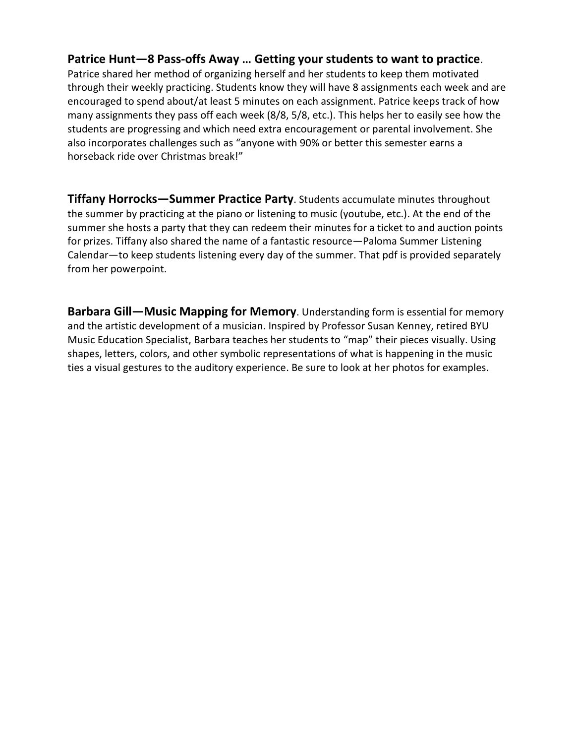**Patrice Hunt—8 Pass-offs Away … Getting your students to want to practice**. Patrice shared her method of organizing herself and her students to keep them motivated through their weekly practicing. Students know they will have 8 assignments each week and are encouraged to spend about/at least 5 minutes on each assignment. Patrice keeps track of how many assignments they pass off each week (8/8, 5/8, etc.). This helps her to easily see how the students are progressing and which need extra encouragement or parental involvement. She also incorporates challenges such as "anyone with 90% or better this semester earns a horseback ride over Christmas break!"

**Tiffany Horrocks—Summer Practice Party**. Students accumulate minutes throughout the summer by practicing at the piano or listening to music (youtube, etc.). At the end of the summer she hosts a party that they can redeem their minutes for a ticket to and auction points for prizes. Tiffany also shared the name of a fantastic resource—Paloma Summer Listening Calendar—to keep students listening every day of the summer. That pdf is provided separately from her powerpoint.

**Barbara Gill—Music Mapping for Memory**. Understanding form is essential for memory and the artistic development of a musician. Inspired by Professor Susan Kenney, retired BYU Music Education Specialist, Barbara teaches her students to "map" their pieces visually. Using shapes, letters, colors, and other symbolic representations of what is happening in the music ties a visual gestures to the auditory experience. Be sure to look at her photos for examples.